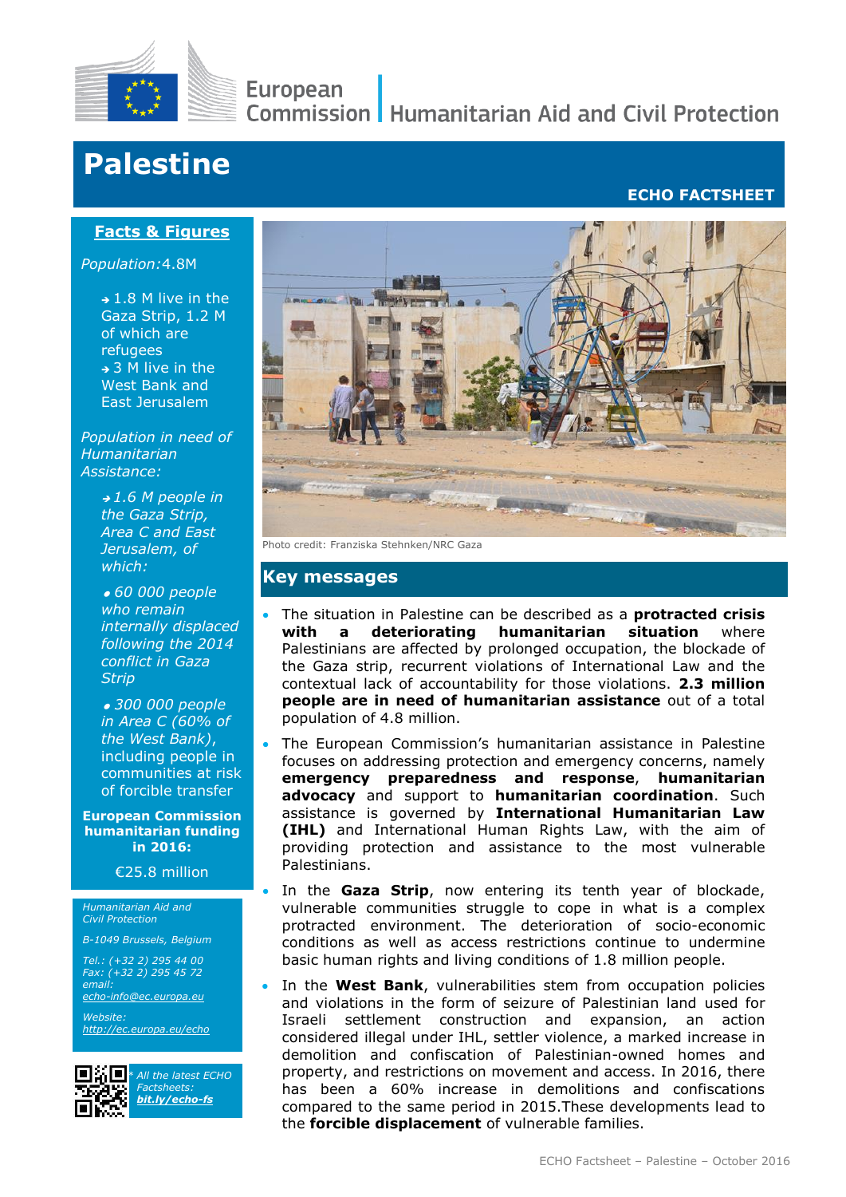European Commission | Humanitarian Aid and Civil Protection

# Palestine

**ECHO FACTSHEET**

## Facts & Figures

*Population:* 4.8M

- → 1.8 M live in the Gaza Strip, 1.2 M of which are refugees
- → 3 M live in the West Bank and East Jerusalem

*Population in need of Humanitarian Assistance:*

- *→ 1.6 M people in the Gaza Strip, Area C and East Jerusalem, of which:*
  - *60 000 people who remain internally displaced following the 2014 conflict in Gaza Strip*
  - *300 000 people in Area C (60% of the West Bank),* including people in communities at risk of forcible transfer

**European Commission humanitarian funding in 2016:**

€25.8 million

*Humanitarian Aid and Civil Protection*

*B-1049 Brussels, Belgium*

*Tel.: (+32 2) 295 44 00*
*Fax: (+32 2) 295 45 72*
*email:*
*echo-info@ec.europa.eu*

*Website:*
*http://ec.europa.eu/echo*

*All the latest ECHO Factsheets:* ***bit.ly/echo-fs***

Photo credit: Franziska Stehnken/NRC Gaza

## Key messages

- The situation in Palestine can be described as a **protracted crisis with a deteriorating humanitarian situation** where Palestinians are affected by prolonged occupation, the blockade of the Gaza strip, recurrent violations of International Law and the contextual lack of accountability for those violations. **2.3 million people are in need of humanitarian assistance** out of a total population of 4.8 million.
- The European Commission's humanitarian assistance in Palestine focuses on addressing protection and emergency concerns, namely **emergency preparedness and response**, **humanitarian advocacy** and support to **humanitarian coordination**. Such assistance is governed by **International Humanitarian Law (IHL)** and International Human Rights Law, with the aim of providing protection and assistance to the most vulnerable Palestinians.
- In the **Gaza Strip**, now entering its tenth year of blockade, vulnerable communities struggle to cope in what is a complex protracted environment. The deterioration of socio-economic conditions as well as access restrictions continue to undermine basic human rights and living conditions of 1.8 million people.
- In the **West Bank**, vulnerabilities stem from occupation policies and violations in the form of seizure of Palestinian land used for Israeli settlement construction and expansion, an action considered illegal under IHL, settler violence, a marked increase in demolition and confiscation of Palestinian-owned homes and property, and restrictions on movement and access. In 2016, there has been a 60% increase in demolitions and confiscations compared to the same period in 2015.These developments lead to the **forcible displacement** of vulnerable families.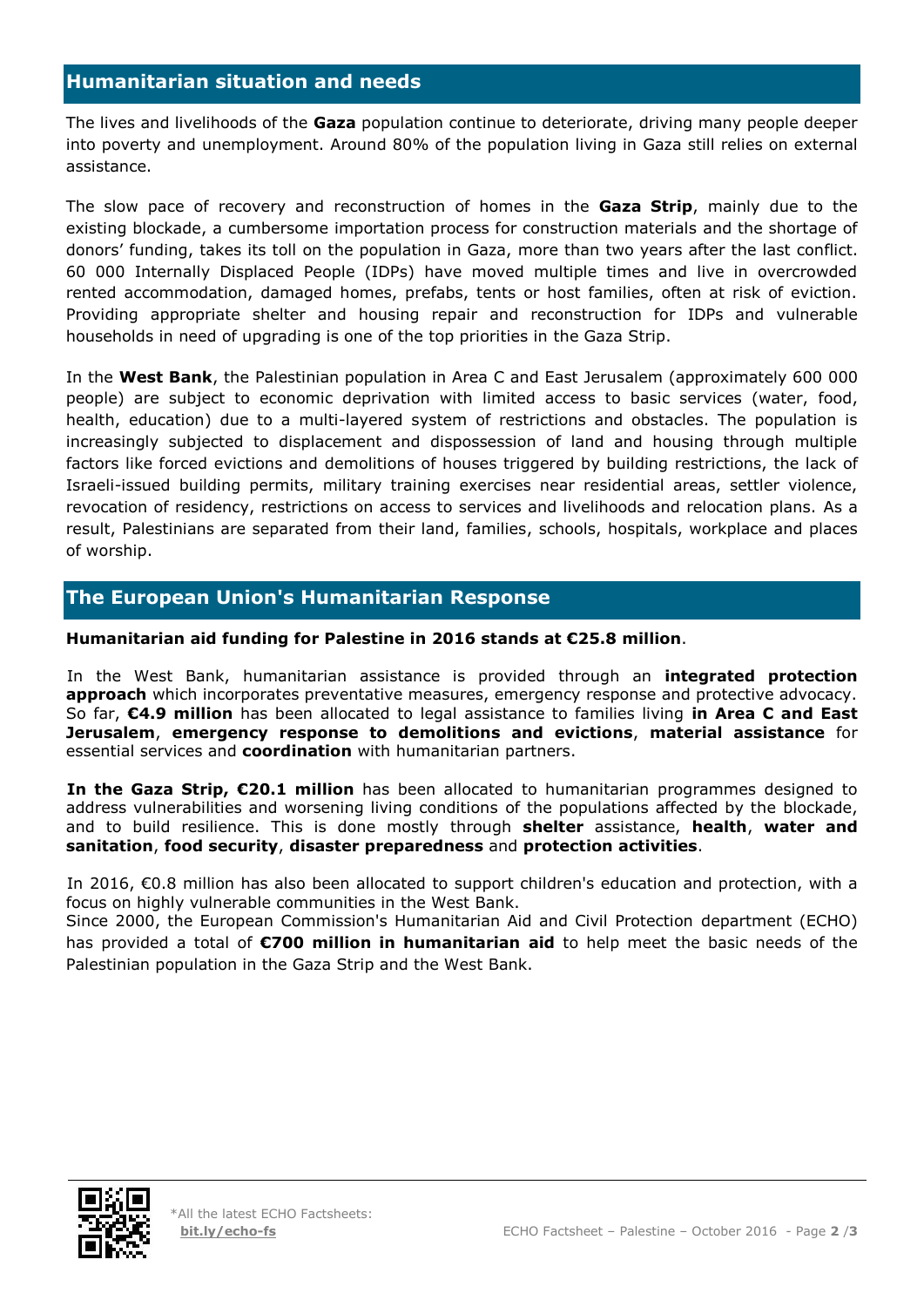## Humanitarian situation and needs

The lives and livelihoods of the **Gaza** population continue to deteriorate, driving many people deeper into poverty and unemployment. Around 80% of the population living in Gaza still relies on external assistance.

The slow pace of recovery and reconstruction of homes in the **Gaza Strip**, mainly due to the existing blockade, a cumbersome importation process for construction materials and the shortage of donors' funding, takes its toll on the population in Gaza, more than two years after the last conflict. 60 000 Internally Displaced People (IDPs) have moved multiple times and live in overcrowded rented accommodation, damaged homes, prefabs, tents or host families, often at risk of eviction. Providing appropriate shelter and housing repair and reconstruction for IDPs and vulnerable households in need of upgrading is one of the top priorities in the Gaza Strip.

In the **West Bank**, the Palestinian population in Area C and East Jerusalem (approximately 600 000 people) are subject to economic deprivation with limited access to basic services (water, food, health, education) due to a multi-layered system of restrictions and obstacles. The population is increasingly subjected to displacement and dispossession of land and housing through multiple factors like forced evictions and demolitions of houses triggered by building restrictions, the lack of Israeli-issued building permits, military training exercises near residential areas, settler violence, revocation of residency, restrictions on access to services and livelihoods and relocation plans. As a result, Palestinians are separated from their land, families, schools, hospitals, workplace and places of worship.

## The European Union's Humanitarian Response

**Humanitarian aid funding for Palestine in 2016 stands at €25.8 million**.

In the West Bank, humanitarian assistance is provided through an **integrated protection approach** which incorporates preventative measures, emergency response and protective advocacy. So far, **€4.9 million** has been allocated to legal assistance to families living **in Area C and East Jerusalem**, **emergency response to demolitions and evictions**, **material assistance** for essential services and **coordination** with humanitarian partners.

**In the Gaza Strip, €20.1 million** has been allocated to humanitarian programmes designed to address vulnerabilities and worsening living conditions of the populations affected by the blockade, and to build resilience. This is done mostly through **shelter** assistance, **health**, **water and sanitation**, **food security**, **disaster preparedness** and **protection activities**.

In 2016, €0.8 million has also been allocated to support children's education and protection, with a focus on highly vulnerable communities in the West Bank.
Since 2000, the European Commission's Humanitarian Aid and Civil Protection department (ECHO) has provided a total of **€700 million in humanitarian aid** to help meet the basic needs of the Palestinian population in the Gaza Strip and the West Bank.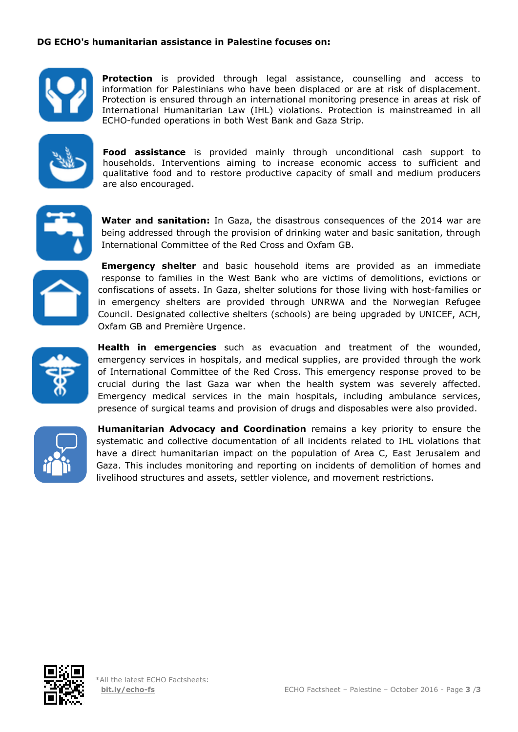**DG ECHO's humanitarian assistance in Palestine focuses on:**

**Protection** is provided through legal assistance, counselling and access to information for Palestinians who have been displaced or are at risk of displacement. Protection is ensured through an international monitoring presence in areas at risk of International Humanitarian Law (IHL) violations. Protection is mainstreamed in all ECHO-funded operations in both West Bank and Gaza Strip.

**Food assistance** is provided mainly through unconditional cash support to households. Interventions aiming to increase economic access to sufficient and qualitative food and to restore productive capacity of small and medium producers are also encouraged.

**Water and sanitation:** In Gaza, the disastrous consequences of the 2014 war are being addressed through the provision of drinking water and basic sanitation, through International Committee of the Red Cross and Oxfam GB.

**Emergency shelter** and basic household items are provided as an immediate response to families in the West Bank who are victims of demolitions, evictions or confiscations of assets. In Gaza, shelter solutions for those living with host-families or in emergency shelters are provided through UNRWA and the Norwegian Refugee Council. Designated collective shelters (schools) are being upgraded by UNICEF, ACH, Oxfam GB and Première Urgence.

**Health in emergencies** such as evacuation and treatment of the wounded, emergency services in hospitals, and medical supplies, are provided through the work of International Committee of the Red Cross. This emergency response proved to be crucial during the last Gaza war when the health system was severely affected. Emergency medical services in the main hospitals, including ambulance services, presence of surgical teams and provision of drugs and disposables were also provided.

**Humanitarian Advocacy and Coordination** remains a key priority to ensure the systematic and collective documentation of all incidents related to IHL violations that have a direct humanitarian impact on the population of Area C, East Jerusalem and Gaza. This includes monitoring and reporting on incidents of demolition of homes and livelihood structures and assets, settler violence, and movement restrictions.

*All the latest ECHO Factsheets: **bit.ly/echo-fs**